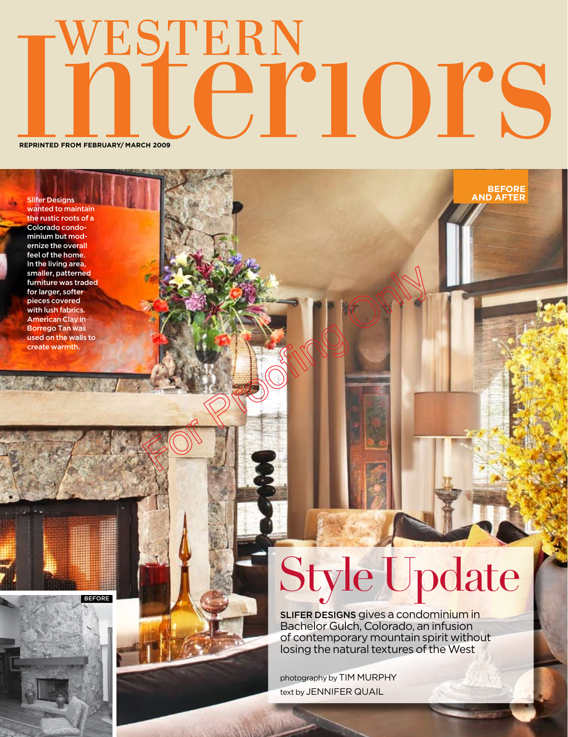# WESTERN Interiors

REPRINTED FROM FEBRUARY/ MARCH 2009

BEFORE AND AFTER

Slifer Designs wanted to maintain the rustic roots of a Colorado condominium but modernize the overall feel of the home. In the living area, smaller, patterned furniture was traded for larger, softer pieces covered with lush fabrics. American Clay in Borrego Tan was used on the walls to create warmth.

BEFORE

# Style Update

**SLIFER DESIGNS** gives a condominium in Bachelor Gulch, Colorado, an infusion of contemporary mountain spirit without losing the natural textures of the West

photography by TIM MURPHY
text by JENNIFER QUAIL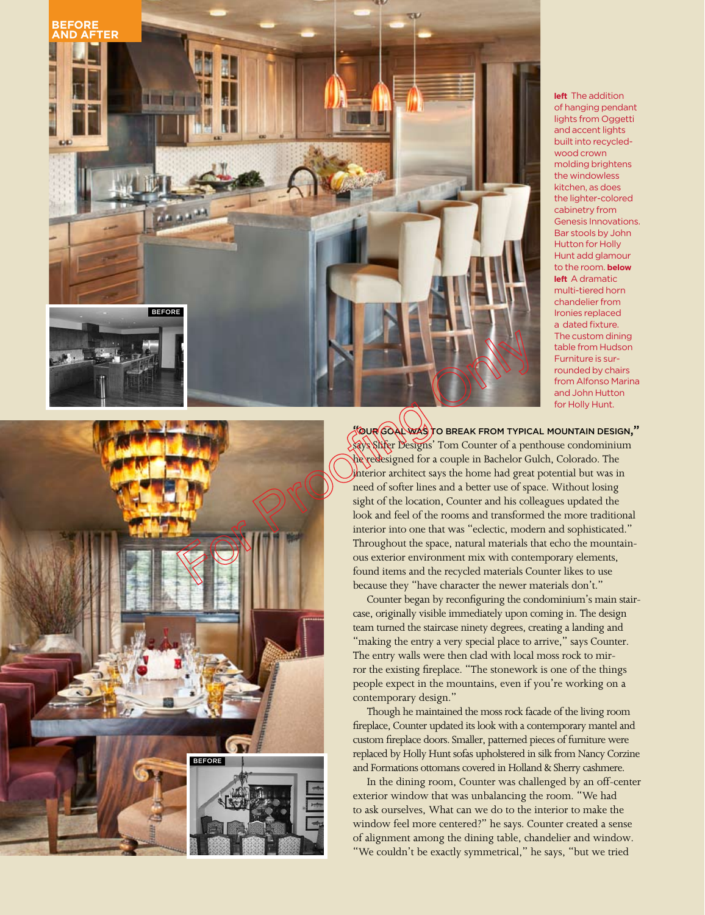**BEFORE AND AFTER**

BEFORE

**left** The addition of hanging pendant lights from Oggetti and accent lights built into recycled-wood crown molding brightens the windowless kitchen, as does the lighter-colored cabinetry from Genesis Innovations. Bar stools by John Hutton for Holly Hunt add glamour to the room. **below left** A dramatic multi-tiered horn chandelier from Ironies replaced a dated fixture. The custom dining table from Hudson Furniture is surrounded by chairs from Alfonso Marina and John Hutton for Holly Hunt.

BEFORE

**"OUR GOAL WAS TO BREAK FROM TYPICAL MOUNTAIN DESIGN,"** says Slifer Designs' Tom Counter of a penthouse condominium he redesigned for a couple in Bachelor Gulch, Colorado. The interior architect says the home had great potential but was in need of softer lines and a better use of space. Without losing sight of the location, Counter and his colleagues updated the look and feel of the rooms and transformed the more traditional interior into one that was "eclectic, modern and sophisticated." Throughout the space, natural materials that echo the mountainous exterior environment mix with contemporary elements, found items and the recycled materials Counter likes to use because they "have character the newer materials don't."

Counter began by reconfiguring the condominium's main staircase, originally visible immediately upon coming in. The design team turned the staircase ninety degrees, creating a landing and "making the entry a very special place to arrive," says Counter. The entry walls were then clad with local moss rock to mirror the existing fireplace. "The stonework is one of the things people expect in the mountains, even if you're working on a contemporary design."

Though he maintained the moss rock facade of the living room fireplace, Counter updated its look with a contemporary mantel and custom fireplace doors. Smaller, patterned pieces of furniture were replaced by Holly Hunt sofas upholstered in silk from Nancy Corzine and Formations ottomans covered in Holland & Sherry cashmere.

In the dining room, Counter was challenged by an off-center exterior window that was unbalancing the room. "We had to ask ourselves, What can we do to the interior to make the window feel more centered?" he says. Counter created a sense of alignment among the dining table, chandelier and window. "We couldn't be exactly symmetrical," he says, "but we tried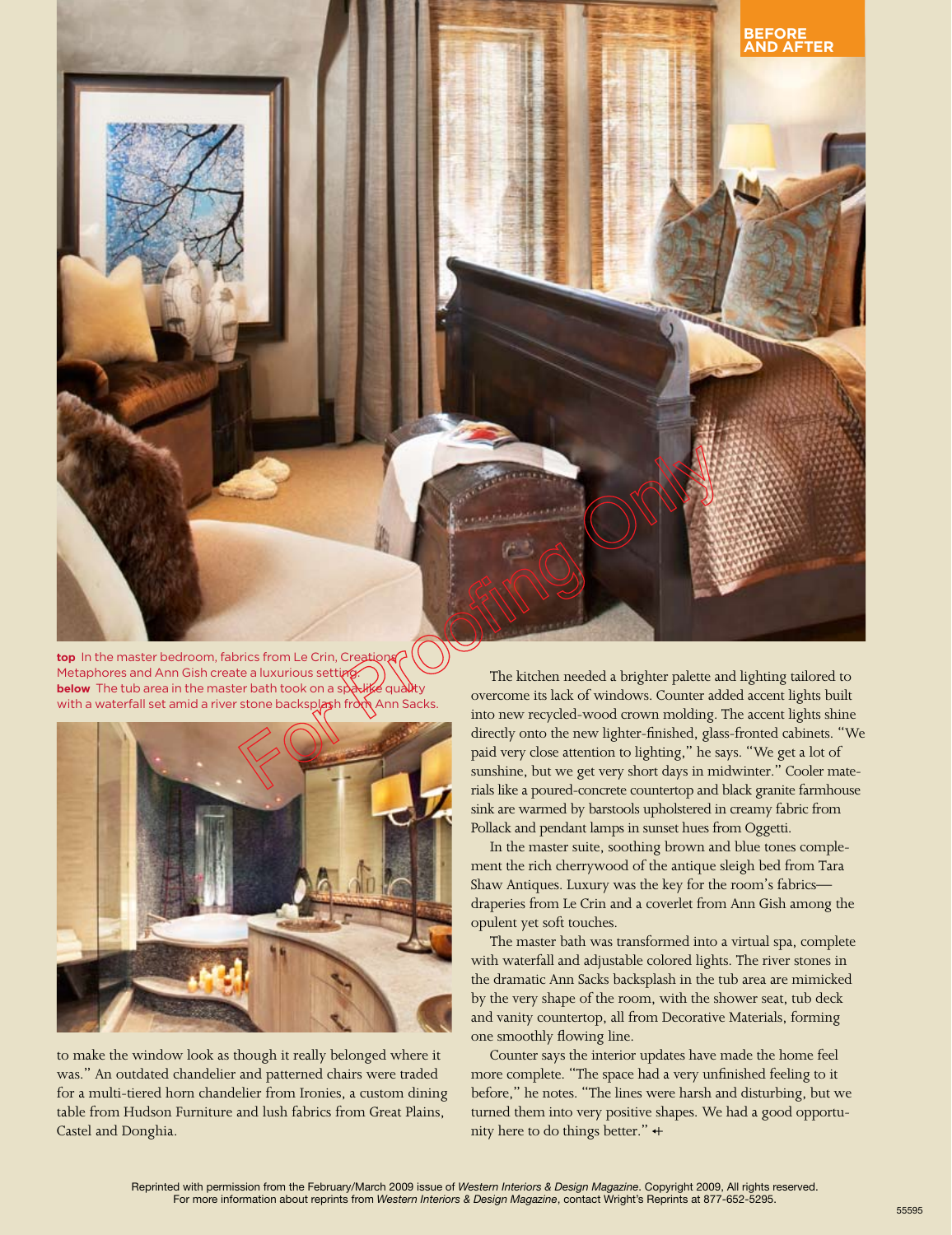**top** In the master bedroom, fabrics from Le Crin, Creations Metaphores and Ann Gish create a luxurious setting. **below** The tub area in the master bath took on a spa-like quality with a waterfall set amid a river stone backsplash from Ann Sacks.

to make the window look as though it really belonged where it was." An outdated chandelier and patterned chairs were traded for a multi-tiered horn chandelier from Ironies, a custom dining table from Hudson Furniture and lush fabrics from Great Plains, Castel and Donghia.

The kitchen needed a brighter palette and lighting tailored to overcome its lack of windows. Counter added accent lights built into new recycled-wood crown molding. The accent lights shine directly onto the new lighter-finished, glass-fronted cabinets. "We paid very close attention to lighting," he says. "We get a lot of sunshine, but we get very short days in midwinter." Cooler materials like a poured-concrete countertop and black granite farmhouse sink are warmed by barstools upholstered in creamy fabric from Pollack and pendant lamps in sunset hues from Oggetti.

In the master suite, soothing brown and blue tones complement the rich cherrywood of the antique sleigh bed from Tara Shaw Antiques. Luxury was the key for the room's fabrics—draperies from Le Crin and a coverlet from Ann Gish among the opulent yet soft touches.

The master bath was transformed into a virtual spa, complete with waterfall and adjustable colored lights. The river stones in the dramatic Ann Sacks backsplash in the tub area are mimicked by the very shape of the room, with the shower seat, tub deck and vanity countertop, all from Decorative Materials, forming one smoothly flowing line.

Counter says the interior updates have made the home feel more complete. "The space had a very unfinished feeling to it before," he notes. "The lines were harsh and disturbing, but we turned them into very positive shapes. We had a good opportunity here to do things better."

Reprinted with permission from the February/March 2009 issue of *Western Interiors & Design Magazine*. Copyright 2009, All rights reserved. For more information about reprints from *Western Interiors & Design Magazine*, contact Wright's Reprints at 877-652-5295.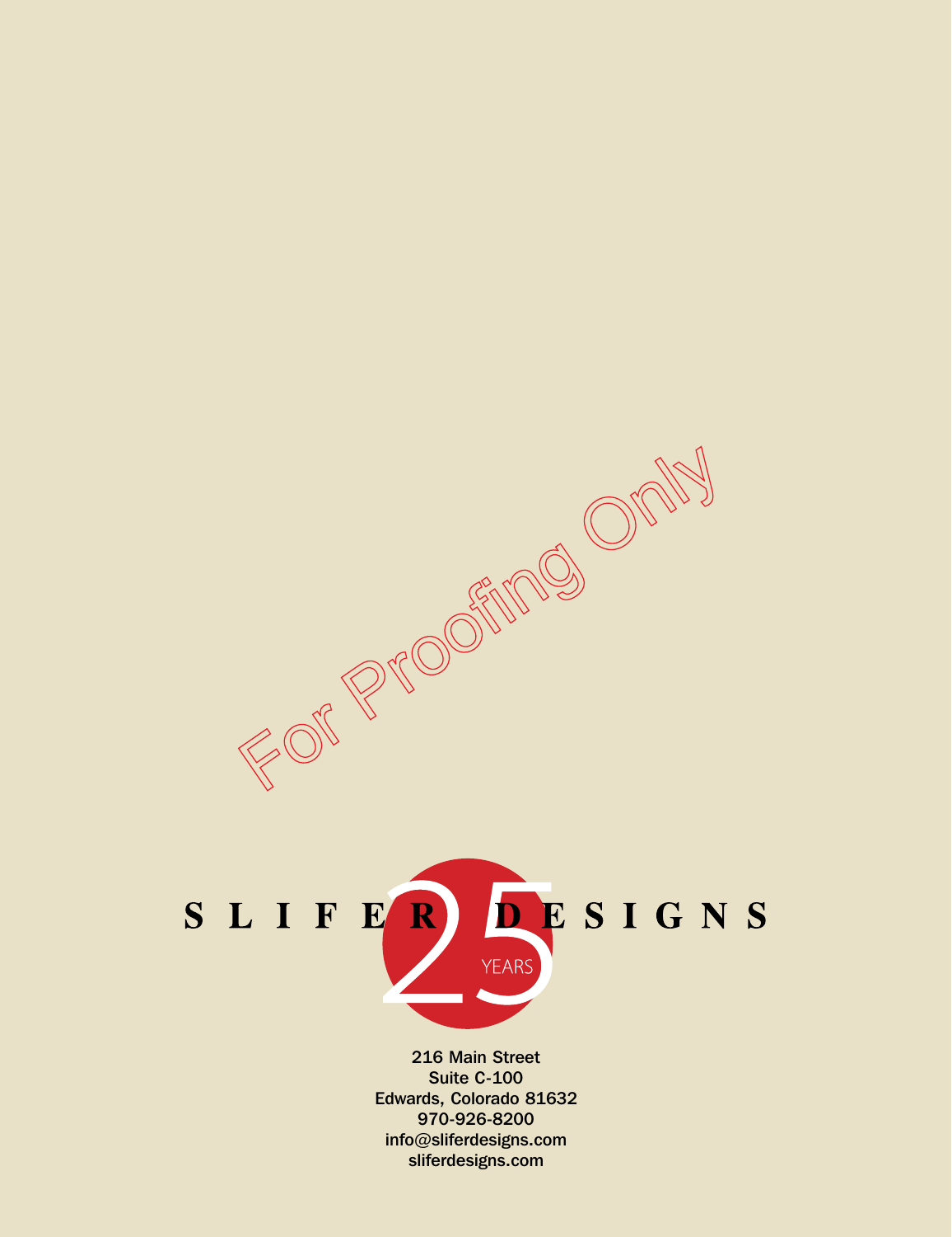For Proofing Only

SLIFER DESIGNS

25 YEARS

216 Main Street
Suite C-100
Edwards, Colorado 81632
970-926-8200
info@sliferdesigns.com
sliferdesigns.com